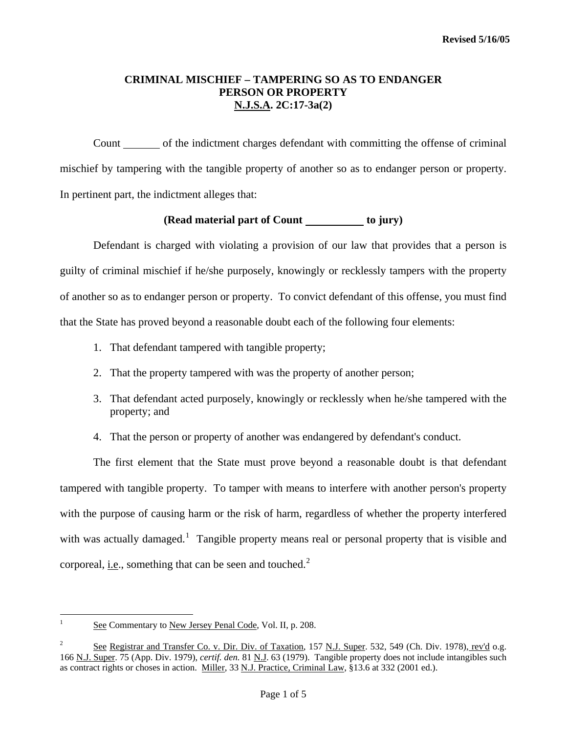Revised 5/16/05

**CRIMINAL MISCHIEF – TAMPERING SO AS TO ENDANGER PERSON OR PROPERTY**
**N.J.S.A. 2C:17-3a(2)**

Count _______ of the indictment charges defendant with committing the offense of criminal mischief by tampering with the tangible property of another so as to endanger person or property. In pertinent part, the indictment alleges that:

**(Read material part of Count __________ to jury)**

Defendant is charged with violating a provision of our law that provides that a person is guilty of criminal mischief if he/she purposely, knowingly or recklessly tampers with the property of another so as to endanger person or property. To convict defendant of this offense, you must find that the State has proved beyond a reasonable doubt each of the following four elements:

1. That defendant tampered with tangible property;
2. That the property tampered with was the property of another person;
3. That defendant acted purposely, knowingly or recklessly when he/she tampered with the property; and
4. That the person or property of another was endangered by defendant's conduct.

The first element that the State must prove beyond a reasonable doubt is that defendant tampered with tangible property. To tamper with means to interfere with another person's property with the purpose of causing harm or the risk of harm, regardless of whether the property interfered with was actually damaged.[1] Tangible property means real or personal property that is visible and corporeal, i.e., something that can be seen and touched.[2]

---

[1] See Commentary to New Jersey Penal Code, Vol. II, p. 208.

[2] See Registrar and Transfer Co. v. Dir. Div. of Taxation, 157 N.J. Super. 532, 549 (Ch. Div. 1978), rev'd o.g. 166 N.J. Super. 75 (App. Div. 1979), *certif. den.* 81 N.J. 63 (1979). Tangible property does not include intangibles such as contract rights or choses in action. Miller, 33 N.J. Practice, Criminal Law, §13.6 at 332 (2001 ed.).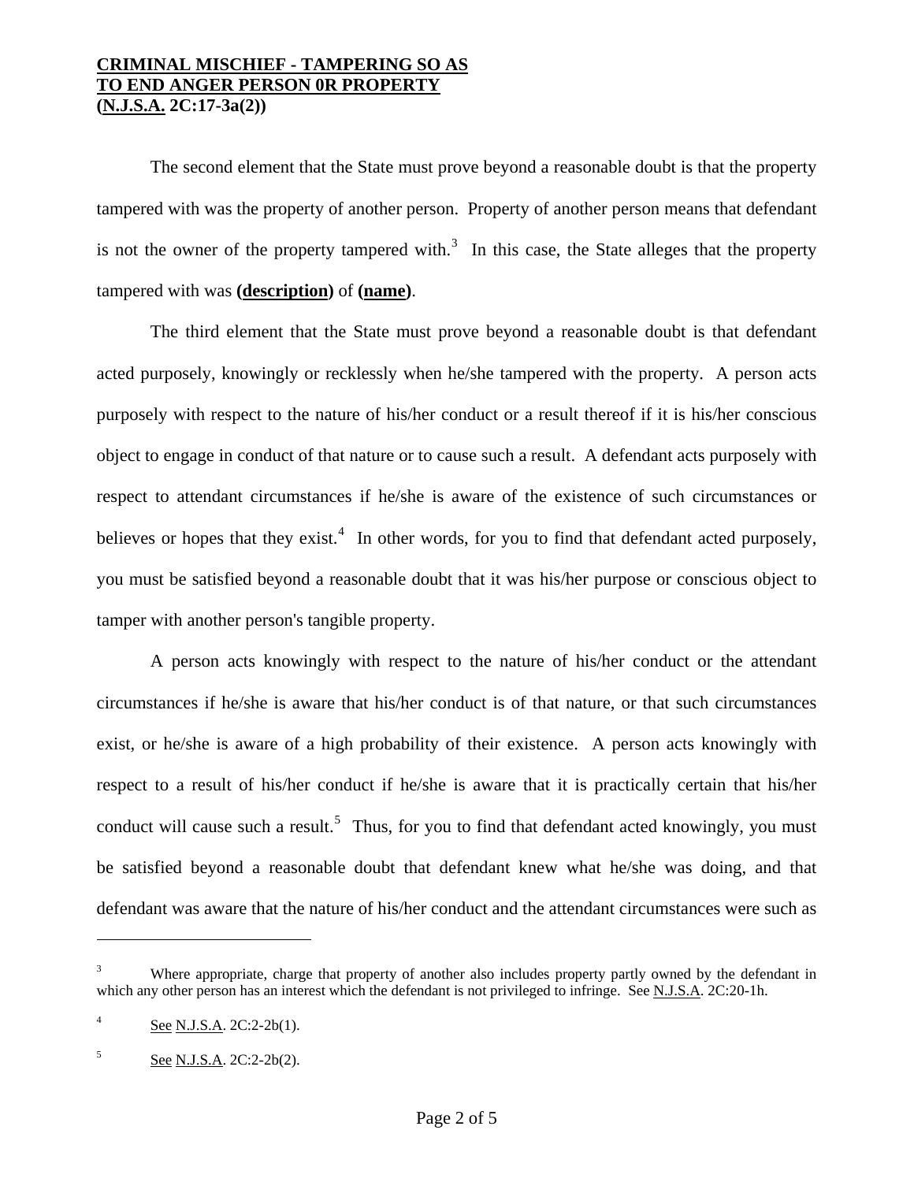**CRIMINAL MISCHIEF - TAMPERING SO AS TO END ANGER PERSON 0R PROPERTY (N.J.S.A. 2C:17-3a(2))**

The second element that the State must prove beyond a reasonable doubt is that the property tampered with was the property of another person. Property of another person means that defendant is not the owner of the property tampered with.[3] In this case, the State alleges that the property tampered with was **(description)** of **(name)**.

The third element that the State must prove beyond a reasonable doubt is that defendant acted purposely, knowingly or recklessly when he/she tampered with the property. A person acts purposely with respect to the nature of his/her conduct or a result thereof if it is his/her conscious object to engage in conduct of that nature or to cause such a result. A defendant acts purposely with respect to attendant circumstances if he/she is aware of the existence of such circumstances or believes or hopes that they exist.[4] In other words, for you to find that defendant acted purposely, you must be satisfied beyond a reasonable doubt that it was his/her purpose or conscious object to tamper with another person's tangible property.

A person acts knowingly with respect to the nature of his/her conduct or the attendant circumstances if he/she is aware that his/her conduct is of that nature, or that such circumstances exist, or he/she is aware of a high probability of their existence. A person acts knowingly with respect to a result of his/her conduct if he/she is aware that it is practically certain that his/her conduct will cause such a result.[5] Thus, for you to find that defendant acted knowingly, you must be satisfied beyond a reasonable doubt that defendant knew what he/she was doing, and that defendant was aware that the nature of his/her conduct and the attendant circumstances were such as

---

[3] Where appropriate, charge that property of another also includes property partly owned by the defendant in which any other person has an interest which the defendant is not privileged to infringe. See N.J.S.A. 2C:20-1h.

[4] See N.J.S.A. 2C:2-2b(1).

[5] See N.J.S.A. 2C:2-2b(2).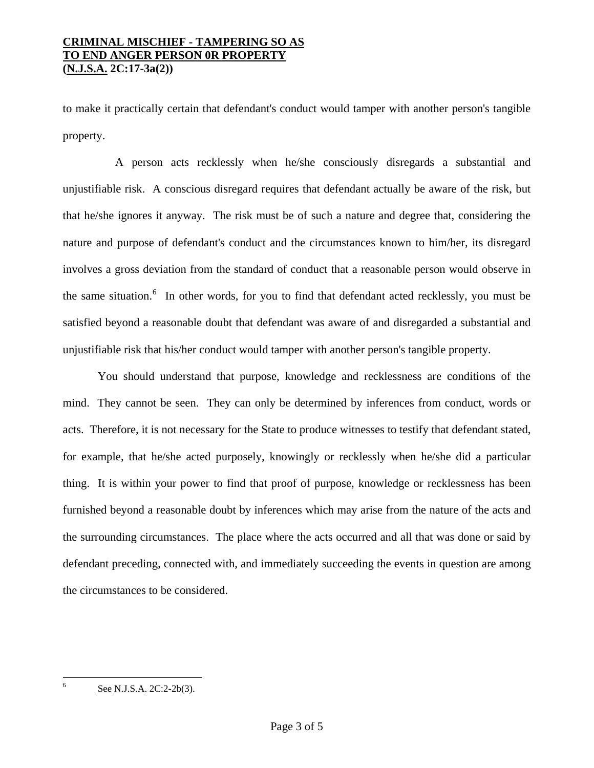to make it practically certain that defendant's conduct would tamper with another person's tangible property.

A person acts recklessly when he/she consciously disregards a substantial and unjustifiable risk. A conscious disregard requires that defendant actually be aware of the risk, but that he/she ignores it anyway. The risk must be of such a nature and degree that, considering the nature and purpose of defendant's conduct and the circumstances known to him/her, its disregard involves a gross deviation from the standard of conduct that a reasonable person would observe in the same situation.[6] In other words, for you to find that defendant acted recklessly, you must be satisfied beyond a reasonable doubt that defendant was aware of and disregarded a substantial and unjustifiable risk that his/her conduct would tamper with another person's tangible property.

You should understand that purpose, knowledge and recklessness are conditions of the mind. They cannot be seen. They can only be determined by inferences from conduct, words or acts. Therefore, it is not necessary for the State to produce witnesses to testify that defendant stated, for example, that he/she acted purposely, knowingly or recklessly when he/she did a particular thing. It is within your power to find that proof of purpose, knowledge or recklessness has been furnished beyond a reasonable doubt by inferences which may arise from the nature of the acts and the surrounding circumstances. The place where the acts occurred and all that was done or said by defendant preceding, connected with, and immediately succeeding the events in question are among the circumstances to be considered.

[6] See N.J.S.A. 2C:2-2b(3).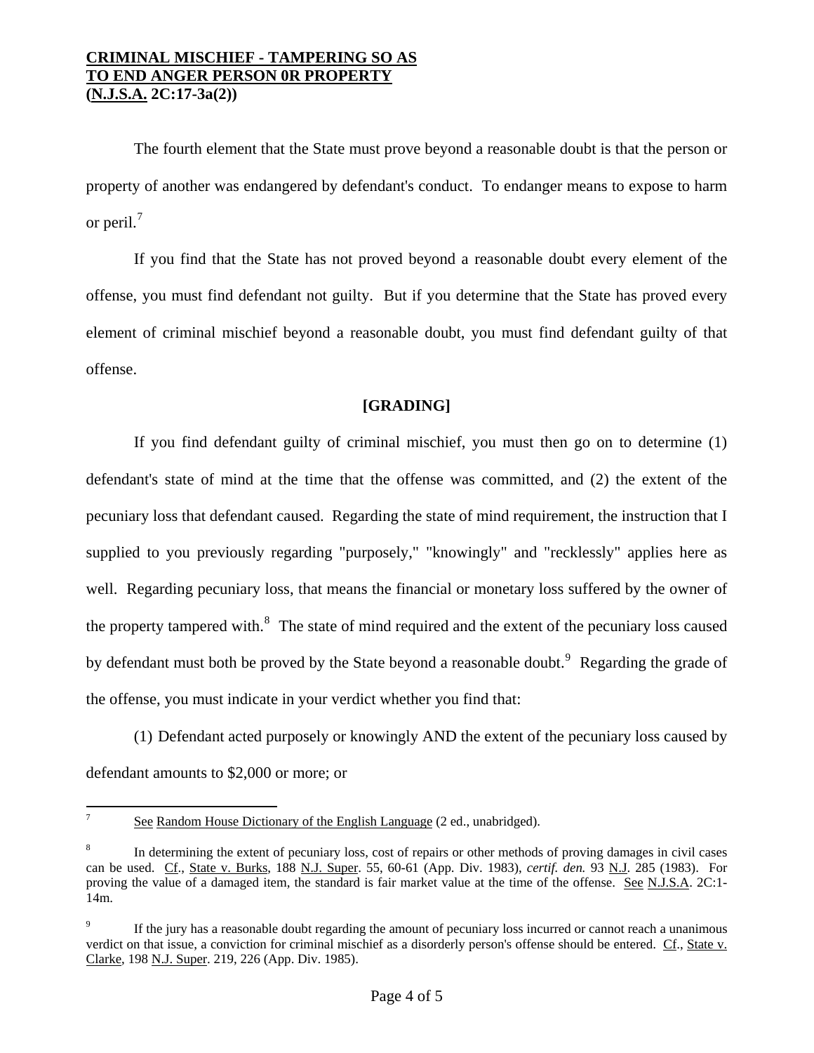The fourth element that the State must prove beyond a reasonable doubt is that the person or property of another was endangered by defendant's conduct. To endanger means to expose to harm or peril.[7]

If you find that the State has not proved beyond a reasonable doubt every element of the offense, you must find defendant not guilty. But if you determine that the State has proved every element of criminal mischief beyond a reasonable doubt, you must find defendant guilty of that offense.

**[GRADING]**

If you find defendant guilty of criminal mischief, you must then go on to determine (1) defendant's state of mind at the time that the offense was committed, and (2) the extent of the pecuniary loss that defendant caused. Regarding the state of mind requirement, the instruction that I supplied to you previously regarding "purposely," "knowingly" and "recklessly" applies here as well. Regarding pecuniary loss, that means the financial or monetary loss suffered by the owner of the property tampered with.[8] The state of mind required and the extent of the pecuniary loss caused by defendant must both be proved by the State beyond a reasonable doubt.[9] Regarding the grade of the offense, you must indicate in your verdict whether you find that:

(1) Defendant acted purposely or knowingly AND the extent of the pecuniary loss caused by defendant amounts to $2,000 or more; or

---

[7] See Random House Dictionary of the English Language (2 ed., unabridged).

[8] In determining the extent of pecuniary loss, cost of repairs or other methods of proving damages in civil cases can be used. Cf., State v. Burks, 188 N.J. Super. 55, 60-61 (App. Div. 1983), *certif. den.* 93 N.J. 285 (1983). For proving the value of a damaged item, the standard is fair market value at the time of the offense. See N.J.S.A. 2C:1-14m.

[9] If the jury has a reasonable doubt regarding the amount of pecuniary loss incurred or cannot reach a unanimous verdict on that issue, a conviction for criminal mischief as a disorderly person's offense should be entered. Cf., State v. Clarke, 198 N.J. Super. 219, 226 (App. Div. 1985).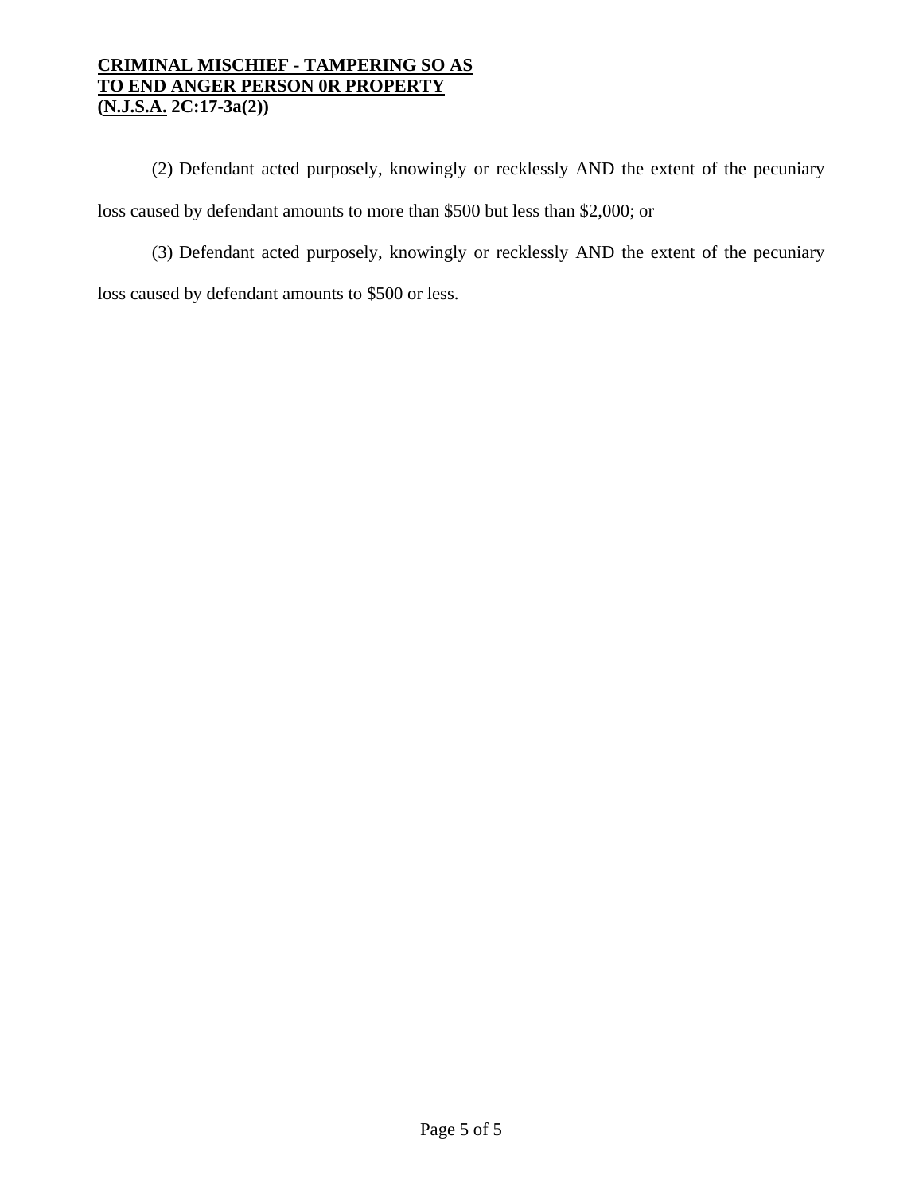(2) Defendant acted purposely, knowingly or recklessly AND the extent of the pecuniary loss caused by defendant amounts to more than $500 but less than $2,000; or

(3) Defendant acted purposely, knowingly or recklessly AND the extent of the pecuniary loss caused by defendant amounts to $500 or less.